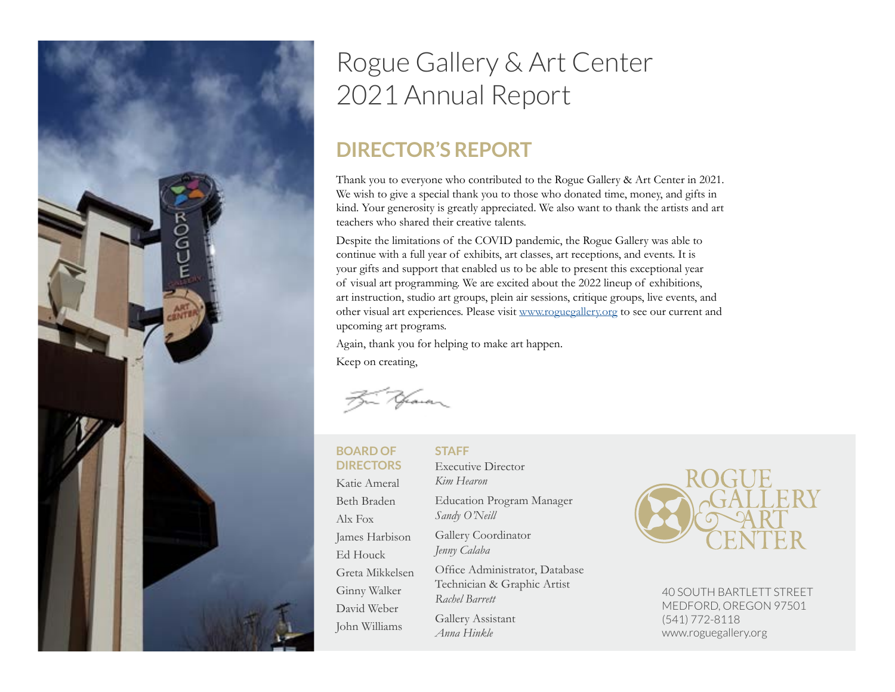# Rogue Gallery & Art Center 2021 Annual Report

## DIRECTOR'S REPORT

Thank you to everyone who contributed to the Rogue Gallery & Art Center in 2021. We wish to give a special thank you to those who donated time, money, and gifts in kind. Your generosity is greatly appreciated. We also want to thank the artists and art teachers who shared their creative talents.

Despite the limitations of the COVID pandemic, the Rogue Gallery was able to continue with a full year of exhibits, art classes, art receptions, and events. It is your gifts and support that enabled us to be able to present this exceptional year of visual art programming. We are excited about the 2022 lineup of exhibitions, art instruction, studio art groups, plein air sessions, critique groups, live events, and other visual art experiences. Please visit [www.roguegallery.org](http://www.roguegallery.org) to see our current and upcoming art programs.

Again, thank you for helping to make art happen.

Keep on creating,

### BOARD OF DIRECTORS

Katie Ameral
Beth Braden
Alx Fox
James Harbison
Ed Houck
Greta Mikkelsen
Ginny Walker
David Weber
John Williams

### STAFF

Executive Director
*Kim Hearon*

Education Program Manager
*Sandy O'Neill*

Gallery Coordinator
*Jenny Calaba*

Office Administrator, Database Technician & Graphic Artist
*Rachel Barrett*

Gallery Assistant
*Anna Hinkle*

ROGUE GALLERY & ART CENTER

40 SOUTH BARTLETT STREET
MEDFORD, OREGON 97501
(541) 772-8118
www.roguegallery.org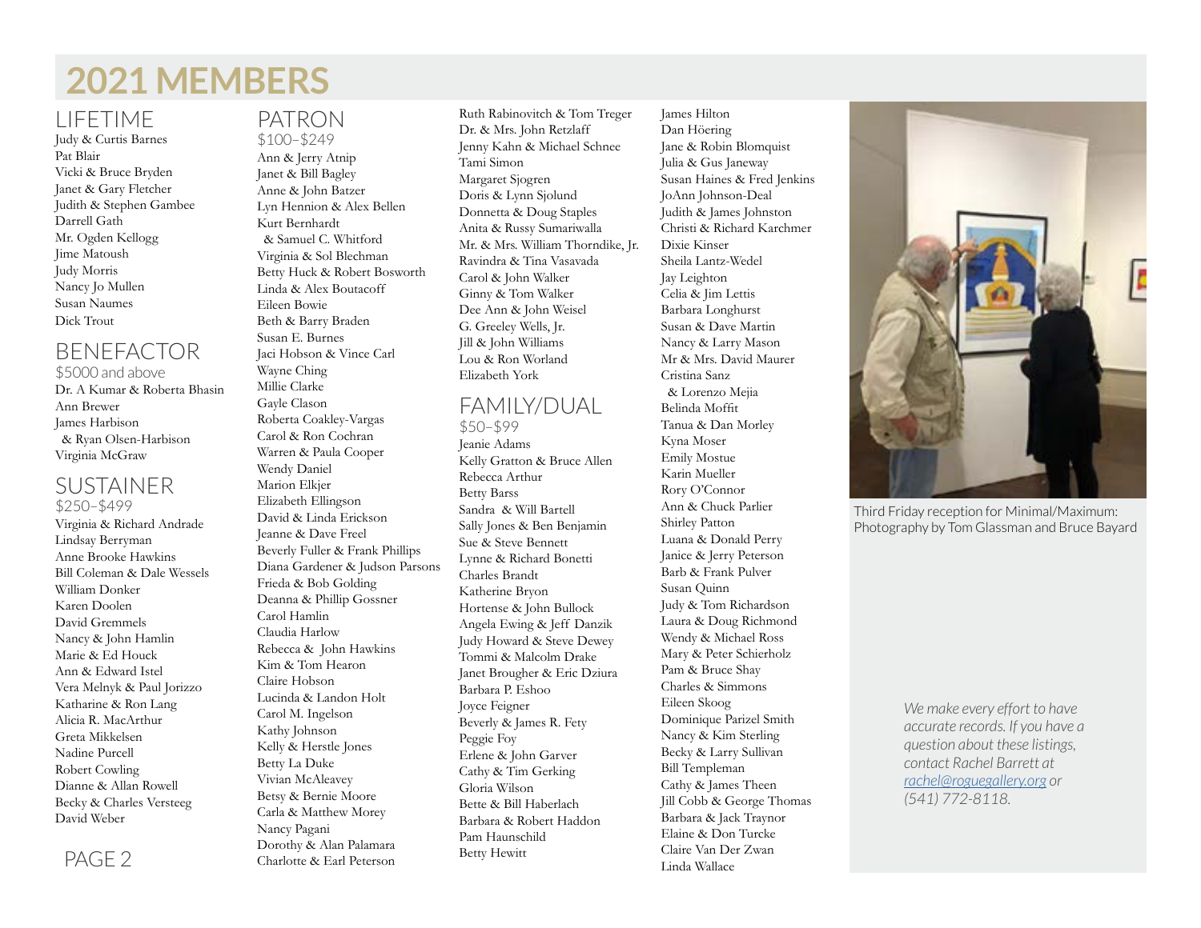# 2021 MEMBERS

## LIFETIME

Judy & Curtis Barnes
Pat Blair
Vicki & Bruce Bryden
Janet & Gary Fletcher
Judith & Stephen Gambee
Darrell Gath
Mr. Ogden Kellogg
Jime Matoush
Judy Morris
Nancy Jo Mullen
Susan Naumes
Dick Trout

## BENEFACTOR

$5000 and above

Dr. A Kumar & Roberta Bhasin
Ann Brewer
James Harbison
 & Ryan Olsen-Harbison
Virginia McGraw

## SUSTAINER

$250–$499

Virginia & Richard Andrade
Lindsay Berryman
Anne Brooke Hawkins
Bill Coleman & Dale Wessels
William Donker
Karen Doolen
David Gremmels
Nancy & John Hamlin
Marie & Ed Houck
Ann & Edward Istel
Vera Melnyk & Paul Jorizzo
Katharine & Ron Lang
Alicia R. MacArthur
Greta Mikkelsen
Nadine Purcell
Robert Cowling
Dianne & Allan Rowell
Becky & Charles Versteeg
David Weber

## PATRON

$100–$249

Ann & Jerry Atnip
Janet & Bill Bagley
Anne & John Batzer
Lyn Hennion & Alex Bellen
Kurt Bernhardt
 & Samuel C. Whitford
Virginia & Sol Blechman
Betty Huck & Robert Bosworth
Linda & Alex Boutacoff
Eileen Bowie
Beth & Barry Braden
Susan E. Burnes
Jaci Hobson & Vince Carl
Wayne Ching
Millie Clarke
Gayle Clason
Roberta Coakley-Vargas
Carol & Ron Cochran
Warren & Paula Cooper
Wendy Daniel
Marion Elkjer
Elizabeth Ellingson
Dadid & Linda Erickson
Jeanne & Dave Freel
Beverly Fuller & Frank Phillips
Diana Gardener & Judson Parsons
Frieda & Bob Golding
Deanna & Phillip Gossner
Carol Hamlin
Claudia Harlow
Rebecca & John Hawkins
Kim & Tom Hearon
Claire Hobson
Lucinda & Landon Holt
Carol M. Ingelson
Kathy Johnson
Kelly & Herstle Jones
Betty La Duke
Vivian McAleavey
Betsy & Bernie Moore
Carla & Matthew Morey
Nancy Pagani
Dorothy & Alan Palamara
Charlotte & Earl Peterson
Ruth Rabinovitch & Tom Treger
Dr. & Mrs. John Retzlaff
Jenny Kahn & Michael Schnee
Tami Simon
Margaret Sjogren
Doris & Lynn Sjolund
Donnetta & Doug Staples
Anita & Russy Sumariwalla
Mr. & Mrs. William Thorndike, Jr.
Ravindra & Tina Vasavada
Carol & John Walker
Ginny & Tom Walker
Dee Ann & John Weisel
G. Greeley Wells, Jr.
Jill & John Williams
Lou & Ron Worland
Elizabeth York

## FAMILY/DUAL

$50–$99

Jeanie Adams
Kelly Gratton & Bruce Allen
Rebecca Arthur
Betty Barss
Sandra & Will Bartell
Sally Jones & Ben Benjamin
Sue & Steve Bennett
Lynne & Richard Bonetti
Charles Brandt
Katherine Bryon
Hortense & John Bullock
Angela Ewing & Jeff Danzik
Judy Howard & Steve Dewey
Tommi & Malcolm Drake
Janet Brougher & Eric Dziura
Barbara P. Eshoo
Joyce Feigner
Beverly & James R. Fety
Peggie Foy
Erlene & John Garver
Cathy & Tim Gerking
Gloria Wilson
Bette & Bill Haberlach
Barbara & Robert Haddon
Pam Haunschild
Betty Hewitt
James Hilton
Dan Höering
Jane & Robin Blomquist
Julia & Gus Janeway
Susan Haines & Fred Jenkins
JoAnn Johnson-Deal
Judith & James Johnston
Christi & Richard Karchmer
Dixie Kinser
Sheila Lantz-Wedel
Jay Leighton
Celia & Jim Lettis
Barbara Longhurst
Susan & Dave Martin
Nancy & Larry Mason
Mr & Mrs. David Maurer
Cristina Sanz
 & Lorenzo Mejia
Belinda Moffit
Tanua & Dan Morley
Kyna Moser
Emily Mostue
Karin Mueller
Rory O'Connor
Ann & Chuck Parlier
Shirley Patton
Luana & Donald Perry
Janice & Jerry Peterson
Barb & Frank Pulver
Susan Quinn
Judy & Tom Richardson
Laura & Doug Richmond
Wendy & Michael Ross
Mary & Peter Schierholz
Pam & Bruce Shay
Charles & Simmons
Eileen Skoog
Dominique Parizel Smith
Nancy & Kim Sterling
Becky & Larry Sullivan
Bill Templeman
Cathy & James Theen
Jill Cobb & George Thomas
Barbara & Jack Traynor
Elaine & Don Turcke
Claire Van Der Zwan
Linda Wallace

Third Friday reception for Minimal/Maximum: Photography by Tom Glassman and Bruce Bayard

*We make every effort to have accurate records. If you have a question about these listings, contact Rachel Barrett at rachel@roguegallery.org or (541) 772-8118.*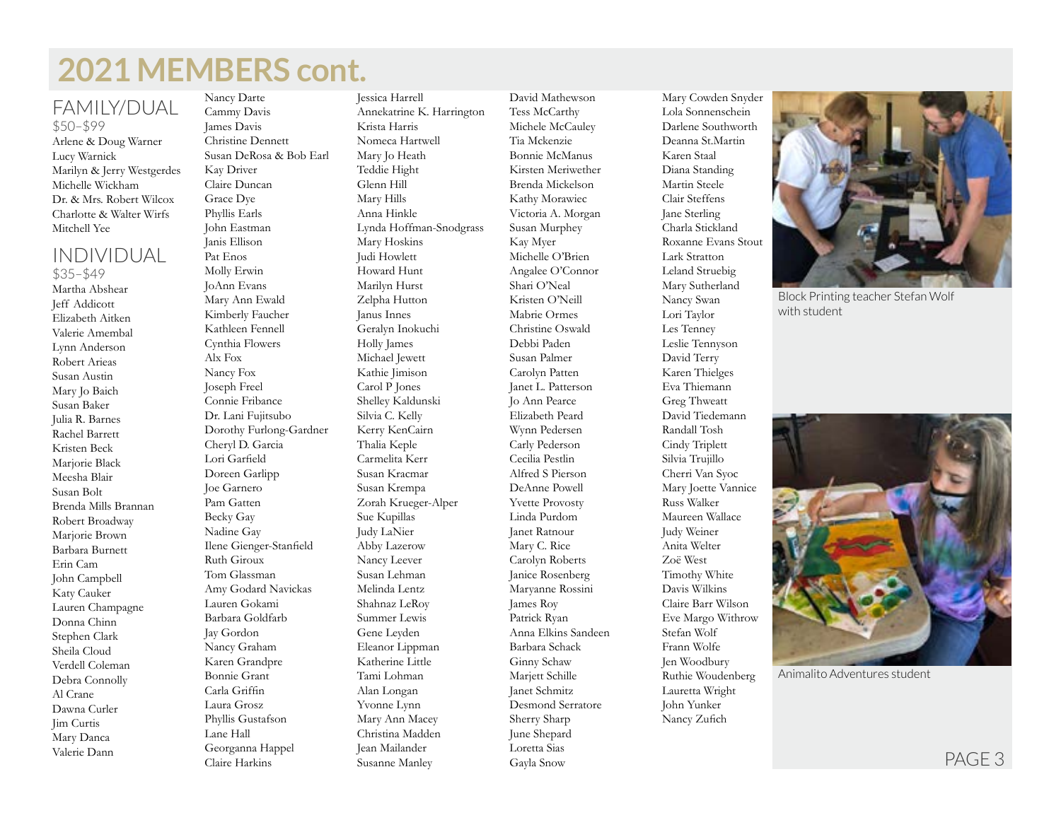# 2021 MEMBERS cont.

## FAMILY/DUAL

$50–$99

Arlene & Doug Warner
Lucy Warnick
Marilyn & Jerry Westgerdes
Michelle Wickham
Dr. & Mrs. Robert Wilcox
Charlotte & Walter Wirfs
Mitchell Yee

## INDIVIDUAL

$35–$49

Martha Abshear
Jeff Addicott
Elizabeth Aitken
Valerie Amembal
Lynn Anderson
Robert Arieas
Susan Austin
Mary Jo Baich
Susan Baker
Julia R. Barnes
Rachel Barrett
Kristen Beck
Marjorie Black
Meesha Blair
Susan Bolt
Brenda Mills Brannan
Robert Broadway
Marjorie Brown
Barbara Burnett
Erin Cam
John Campbell
Katy Cauker
Lauren Champagne
Donna Chinn
Stephen Clark
Sheila Cloud
Verdell Coleman
Debra Connolly
Al Crane
Dawna Curler
Jim Curtis
Mary Danca
Valerie Dann
Nancy Darte
Cammy Davis
James Davis
Christine Dennett
Susan DeRosa & Bob Earl
Kay Driver
Claire Duncan
Grace Dye
Phyllis Earls
John Eastman
Janis Ellison
Pat Enos
Molly Erwin
JoAnn Evans
Mary Ann Ewald
Kimberly Faucher
Kathleen Fennell
Cynthia Flowers
Alx Fox
Nancy Fox
Joseph Freel
Connie Fribance
Dr. Lani Fujitsubo
Dorothy Furlong-Gardner
Cheryl D. Garcia
Lori Garfield
Doreen Garlipp
Joe Garnero
Pam Gatten
Becky Gay
Nadine Gay
Ilene Gienger-Stanfield
Ruth Giroux
Tom Glassman
Amy Godard Navickas
Lauren Gokami
Barbara Goldfarb
Jay Gordon
Nancy Graham
Karen Grandpre
Bonnie Grant
Carla Griffin
Laura Grosz
Phyllis Gustafson
Lane Hall
Georganna Happel
Claire Harkins
Jessica Harrell
Annekatrine K. Harrington
Krista Harris
Nomeca Hartwell
Mary Jo Heath
Teddie Hight
Glenn Hill
Mary Hills
Anna Hinkle
Lynda Hoffman-Snodgrass
Mary Hoskins
Judi Howlett
Howard Hunt
Marilyn Hurst
Zelpha Hutton
Janus Innes
Geralyn Inokuchi
Holly James
Michael Jewett
Kathie Jimison
Carol P Jones
Shelley Kaldunski
Silvia C. Kelly
Kerry KenCairn
Thalia Keple
Carmelita Kerr
Susan Kracmar
Susan Krempa
Zorah Krueger-Alper
Sue Kupillas
Judy LaNier
Abby Lazerow
Nancy Leever
Susan Lehman
Melinda Lentz
Shahnaz LeRoy
Summer Lewis
Gene Leyden
Eleanor Lippman
Katherine Little
Tami Lohman
Alan Longan
Yvonne Lynn
Mary Ann Macey
Christina Madden
Jean Mailander
Susanne Manley
David Mathewson
Tess McCarthy
Michele McCauley
Tia Mckenzie
Bonnie McManus
Kirsten Meriwether
Brenda Mickelson
Kathy Morawiec
Victoria A. Morgan
Susan Murphey
Kay Myer
Michelle O'Brien
Angalee O'Connor
Shari O'Neal
Kristen O'Neill
Mabrie Ormes
Christine Oswald
Debbi Paden
Susan Palmer
Carolyn Patten
Janet L. Patterson
Jo Ann Pearce
Elizabeth Peard
Wynn Pedersen
Carly Pederson
Cecilia Pestlin
Alfred S Pierson
DeAnne Powell
Yvette Provosty
Linda Purdom
Janet Ratnour
Mary C. Rice
Carolyn Roberts
Janice Rosenberg
Maryanne Rossini
James Roy
Patrick Ryan
Anna Elkins Sandeen
Barbara Schack
Ginny Schaw
Marjett Schille
Janet Schmitz
Desmond Serratore
Sherry Sharp
June Shepard
Loretta Sias
Gayla Snow
Mary Cowden Snyder
Lola Sonnenschein
Darlene Southworth
Deanna St.Martin
Karen Staal
Diana Standing
Martin Steele
Clair Steffens
Jane Sterling
Charla Stickland
Roxanne Evans Stout
Lark Stratton
Leland Struebig
Mary Sutherland
Nancy Swan
Lori Taylor
Les Tenney
Leslie Tennyson
David Terry
Karen Thielges
Eva Thiemann
Greg Thweatt
David Tiedemann
Randall Tosh
Cindy Triplett
Silvia Trujillo
Cherri Van Syoc
Mary Joette Vannice
Russ Walker
Maureen Wallace
Judy Weiner
Anita Welter
Zoë West
Timothy White
Davis Wilkins
Claire Barr Wilson
Eve Margo Withrow
Stefan Wolf
Frann Wolfe
Jen Woodbury
Ruthie Woudenberg
Lauretta Wright
John Yunker
Nancy Zufich

Block Printing teacher Stefan Wolf with student

Animalito Adventures student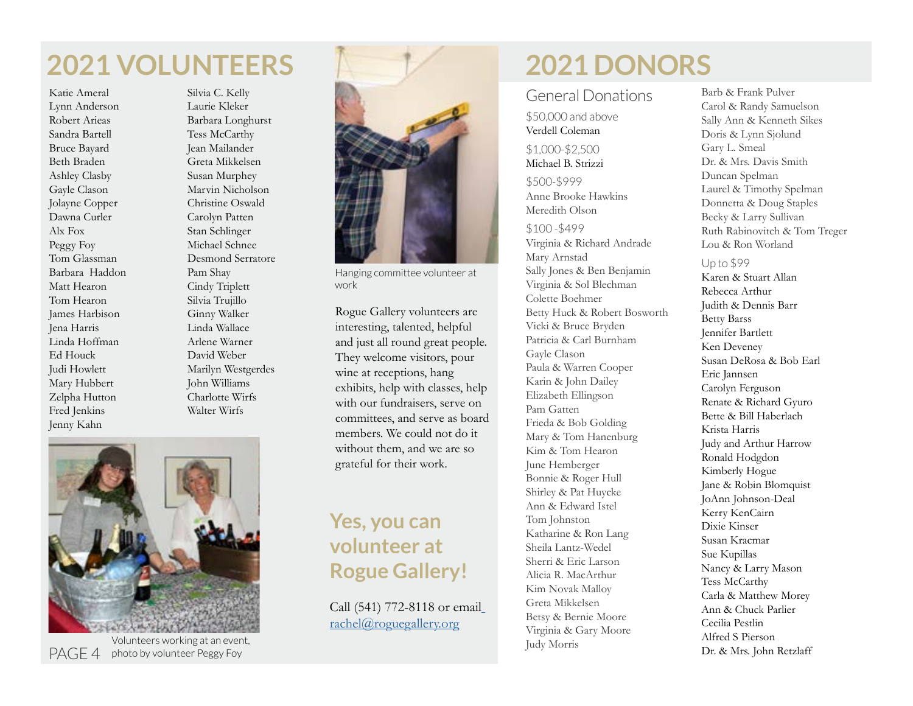# 2021 VOLUNTEERS

Katie Ameral
Lynn Anderson
Robert Arieas
Sandra Bartell
Bruce Bayard
Beth Braden
Ashley Clasby
Gayle Clason
Jolayne Copper
Dawna Curler
Alx Fox
Peggy Foy
Tom Glassman
Barbara Haddon
Matt Hearon
Tom Hearon
James Harbison
Jena Harris
Linda Hoffman
Ed Houck
Judi Howlett
Mary Hubbert
Zelpha Hutton
Fred Jenkins
Jenny Kahn
Silvia C. Kelly
Laurie Kleker
Barbara Longhurst
Tess McCarthy
Jean Mailander
Greta Mikkelsen
Susan Murphey
Marvin Nicholson
Christine Oswald
Carolyn Patten
Stan Schlinger
Michael Schnee
Desmond Serratore
Pam Shay
Cindy Triplett
Silvia Trujillo
Ginny Walker
Linda Wallace
Arlene Warner
David Weber
Marilyn Westgerdes
John Williams
Charlotte Wirfs
Walter Wirfs

Volunteers working at an event, photo by volunteer Peggy Foy

Hanging committee volunteer at work

Rogue Gallery volunteers are interesting, talented, helpful and just all round great people. They welcome visitors, pour wine at receptions, hang exhibits, help with classes, help with our fundraisers, serve on committees, and serve as board members. We could not do it without them, and we are so grateful for their work.

## Yes, you can volunteer at Rogue Gallery!

Call (541) 772-8118 or email rachel@roguegallery.org

# 2021 DONORS

## General Donations

### $50,000 and above

Verdell Coleman

### $1,000-$2,500

Michael B. Strizzi

### $500-$999

Anne Brooke Hawkins
Meredith Olson

### $100 -$499

Virginia & Richard Andrade
Mary Arnstad
Sally Jones & Ben Benjamin
Virginia & Sol Blechman
Colette Boehmer
Betty Huck & Robert Bosworth
Vicki & Bruce Bryden
Patricia & Carl Burnham
Gayle Clason
Paula & Warren Cooper
Karin & John Dailey
Elizabeth Ellingson
Pam Gatten
Frieda & Bob Golding
Mary & Tom Hanenburg
Kim & Tom Hearon
June Hemberger
Bonnie & Roger Hull
Shirley & Pat Huycke
Ann & Edward Istel
Tom Johnston
Katharine & Ron Lang
Sheila Lantz-Wedel
Sherri & Eric Larson
Alicia R. MacArthur
Kim Novak Malloy
Greta Mikkelsen
Betsy & Bernie Moore
Virginia & Gary Moore
Judy Morris
Barb & Frank Pulver
Carol & Randy Samuelson
Sally Ann & Kenneth Sikes
Doris & Lynn Sjolund
Gary L. Smeal
Dr. & Mrs. Davis Smith
Duncan Spelman
Laurel & Timothy Spelman
Donnetta & Doug Staples
Becky & Larry Sullivan
Ruth Rabinovitch & Tom Treger
Lou & Ron Worland

### Up to $99

Karen & Stuart Allan
Rebecca Arthur
Judith & Dennis Barr
Betty Barss
Jennifer Bartlett
Ken Deveney
Susan DeRosa & Bob Earl
Eric Jannsen
Carolyn Ferguson
Renate & Richard Gyuro
Bette & Bill Haberlach
Krista Harris
Judy and Arthur Harrow
Ronald Hodgdon
Kimberly Hogue
Jane & Robin Blomquist
JoAnn Johnson-Deal
Kerry KenCairn
Dixie Kinser
Susan Kracmar
Sue Kupillas
Nancy & Larry Mason
Tess McCarthy
Carla & Matthew Morey
Ann & Chuck Parlier
Cecilia Pestlin
Alfred S Pierson
Dr. & Mrs. John Retzlaff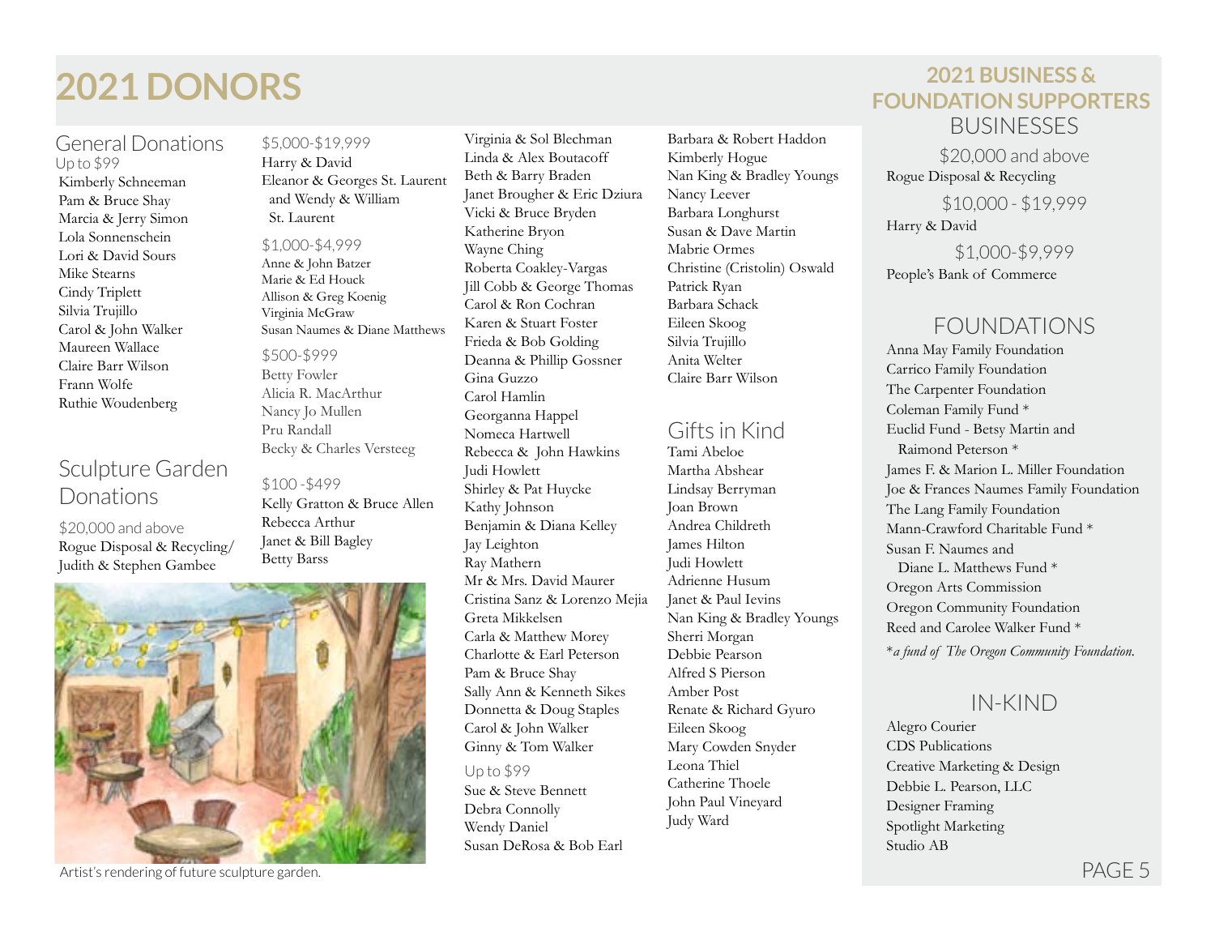# 2021 DONORS

## General Donations

Up to $99

Kimberly Schneeman
Pam & Bruce Shay
Marcia & Jerry Simon
Lola Sonnenschein
Lori & David Sours
Mike Stearns
Cindy Triplett
Silvia Trujillo
Carol & John Walker
Maureen Wallace
Claire Barr Wilson
Frann Wolfe
Ruthie Woudenberg

## Sculpture Garden Donations

$20,000 and above

Rogue Disposal & Recycling/ Judith & Stephen Gambee

$5,000-$19,999

Harry & David
Eleanor & Georges St. Laurent and Wendy & William St. Laurent

$1,000-$4,999

Anne & John Batzer
Marie & Ed Houck
Allison & Greg Koenig
Virginia McGraw
Susan Naumes & Diane Matthews

$500-$999

Betty Fowler
Alicia R. MacArthur
Nancy Jo Mullen
Pru Randall
Becky & Charles Versteeg

$100 -$499

Kelly Gratton & Bruce Allen
Rebecca Arthur
Janet & Bill Bagley
Betty Barss
Virginia & Sol Blechman
Linda & Alex Boutacoff
Beth & Barry Braden
Janet Brougher & Eric Dziura
Vicki & Bruce Bryden
Katherine Bryon
Wayne Ching
Roberta Coakley-Vargas
Jill Cobb & George Thomas
Carol & Ron Cochran
Karen & Stuart Foster
Frieda & Bob Golding
Deanna & Phillip Gossner
Gina Guzzo
Carol Hamlin
Georganna Happel
Nomeca Hartwell
Rebecca & John Hawkins
Judi Howlett
Shirley & Pat Huycke
Kathy Johnson
Benjamin & Diana Kelley
Jay Leighton
Ray Mathern
Mr & Mrs. David Maurer
Cristina Sanz & Lorenzo Mejia
Greta Mikkelsen
Carla & Matthew Morey
Charlotte & Earl Peterson
Pam & Bruce Shay
Sally Ann & Kenneth Sikes
Donnetta & Doug Staples
Carol & John Walker
Ginny & Tom Walker

Up to $99

Sue & Steve Bennett
Debra Connolly
Wendy Daniel
Susan DeRosa & Bob Earl
Barbara & Robert Haddon
Kimberly Hogue
Nan King & Bradley Youngs
Nancy Leever
Barbara Longhurst
Susan & Dave Martin
Mabrie Ormes
Christine (Cristolin) Oswald
Patrick Ryan
Barbara Schack
Eileen Skoog
Silvia Trujillo
Anita Welter
Claire Barr Wilson

Artist's rendering of future sculpture garden.

## Gifts in Kind

Tami Abeloe
Martha Abshear
Lindsay Berryman
Joan Brown
Andrea Childreth
James Hilton
Judi Howlett
Adrienne Husum
Janet & Paul Ievins
Nan King & Bradley Youngs
Sherri Morgan
Debbie Pearson
Alfred S Pierson
Amber Post
Renate & Richard Gyuro
Eileen Skoog
Mary Cowden Snyder
Leona Thiel
Catherine Thoele
John Paul Vineyard
Judy Ward

# 2021 BUSINESS & FOUNDATION SUPPORTERS

## BUSINESSES

$20,000 and above

Rogue Disposal & Recycling

$10,000 - $19,999

Harry & David

$1,000-$9,999

People's Bank of Commerce

## FOUNDATIONS

Anna May Family Foundation
Carrico Family Foundation
The Carpenter Foundation
Coleman Family Fund *
Euclid Fund - Betsy Martin and Raimond Peterson *
James F. & Marion L. Miller Foundation
Joe & Frances Naumes Family Foundation
The Lang Family Foundation
Mann-Crawford Charitable Fund *
Susan F. Naumes and Diane L. Matthews Fund *
Oregon Arts Commission
Oregon Community Foundation
Reed and Carolee Walker Fund *

**a fund of The Oregon Community Foundation.*

## IN-KIND

Alegro Courier
CDS Publications
Creative Marketing & Design
Debbie L. Pearson, LLC
Designer Framing
Spotlight Marketing
Studio AB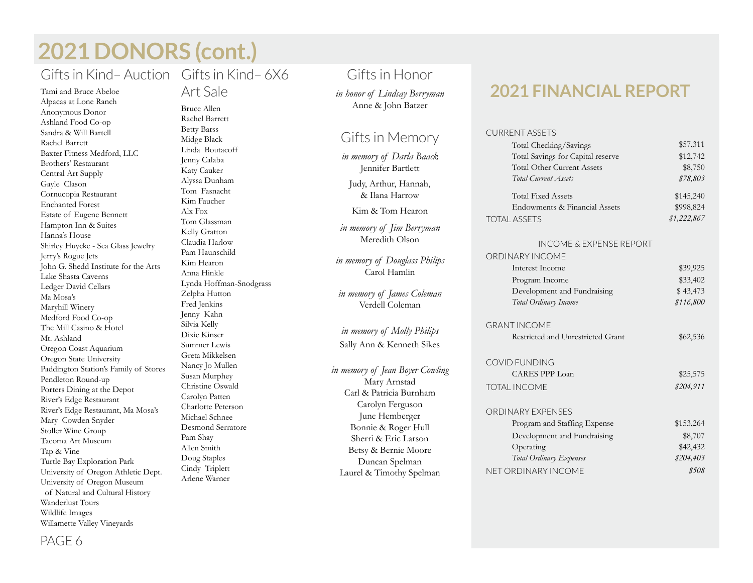# 2021 DONORS (cont.)

## Gifts in Kind– Auction

Tami and Bruce Abeloe
Alpacas at Lone Ranch
Anonymous Donor
Ashland Food Co-op
Sandra & Will Bartell
Rachel Barrett
Baxter Fitness Medford, LLC
Brothers' Restaurant
Central Art Supply
Gayle Clason
Cornucopia Restaurant
Enchanted Forest
Estate of Eugene Bennett
Hampton Inn & Suites
Hanna's House
Shirley Huycke - Sea Glass Jewelry
Jerry's Rogue Jets
John G. Shedd Institute for the Arts
Lake Shasta Caverns
Ledger David Cellars
Ma Mosa's
Maryhill Winery
Medford Food Co-op
The Mill Casino & Hotel
Mt. Ashland
Oregon Coast Aquarium
Oregon State University
Paddington Station's Family of Stores
Pendleton Round-up
Porters Dining at the Depot
River's Edge Restaurant
River's Edge Restaurant, Ma Mosa's
Mary Cowden Snyder
Stoller Wine Group
Tacoma Art Museum
Tap & Vine
Turtle Bay Exploration Park
University of Oregon Athletic Dept.
University of Oregon Museum of Natural and Cultural History
Wanderlust Tours
Wildlife Images
Willamette Valley Vineyards

## Gifts in Kind– 6X6 Art Sale

Bruce Allen
Rachel Barrett
Betty Barss
Midge Black
Linda Boutacoff
Jenny Calaba
Katy Cauker
Alyssa Dunham
Tom Fasnacht
Kim Faucher
Alx Fox
Tom Glassman
Kelly Gratton
Claudia Harlow
Pam Haunschild
Kim Hearon
Anna Hinkle
Lynda Hoffman-Snodgrass
Zelpha Hutton
Fred Jenkins
Jenny Kahn
Silvia Kelly
Dixie Kinser
Summer Lewis
Greta Mikkelsen
Nancy Jo Mullen
Susan Murphey
Christine Oswald
Carolyn Patten
Charlotte Peterson
Michael Schnee
Desmond Serratore
Pam Shay
Allen Smith
Doug Staples
Cindy Triplett
Arlene Warner

## Gifts in Honor

*in honor of Lindsay Berryman*
Anne & John Batzer

## Gifts in Memory

*in memory of Darla Baack*
Jennifer Bartlett
Judy, Arthur, Hannah, & Ilana Harrow
Kim & Tom Hearon

*in memory of Jim Berryman*
Meredith Olson

*in memory of Douglass Philips*
Carol Hamlin

*in memory of James Coleman*
Verdell Coleman

*in memory of Molly Philips*
Sally Ann & Kenneth Sikes

*in memory of Jean Boyer Cowling*
Mary Arnstad
Carl & Patricia Burnham
Carolyn Ferguson
June Hemberger
Bonnie & Roger Hull
Sherri & Eric Larson
Betsy & Bernie Moore
Duncan Spelman
Laurel & Timothy Spelman

# 2021 FINANCIAL REPORT

| | |
|---|---|
| CURRENT ASSETS | |
| Total Checking/Savings | $57,311 |
| Total Savings for Capital reserve | $12,742 |
| Total Other Current Assets | $8,750 |
| *Total Current Assets* | *$78,803* |
| Total Fixed Assets | $145,240 |
| Endowments & Financial Assets | $998,824 |
| TOTAL ASSETS | *$1,222,867* |

INCOME & EXPENSE REPORT

| | |
|---|---|
| ORDINARY INCOME | |
| Interest Income | $39,925 |
| Program Income | $33,402 |
| Development and Fundraising | $ 43,473 |
| *Total Ordinary Income* | *$116,800* |
| GRANT INCOME | |
| Restricted and Unrestricted Grant | $62,536 |
| COVID FUNDING | |
| CARES PPP Loan | $25,575 |
| TOTAL INCOME | *$204,911* |
| ORDINARY EXPENSES | |
| Program and Staffing Expense | $153,264 |
| Development and Fundraising | $8,707 |
| Operating | $42,432 |
| *Total Ordinary Expenses* | *$204,403* |
| NET ORDINARY INCOME | *$508* |